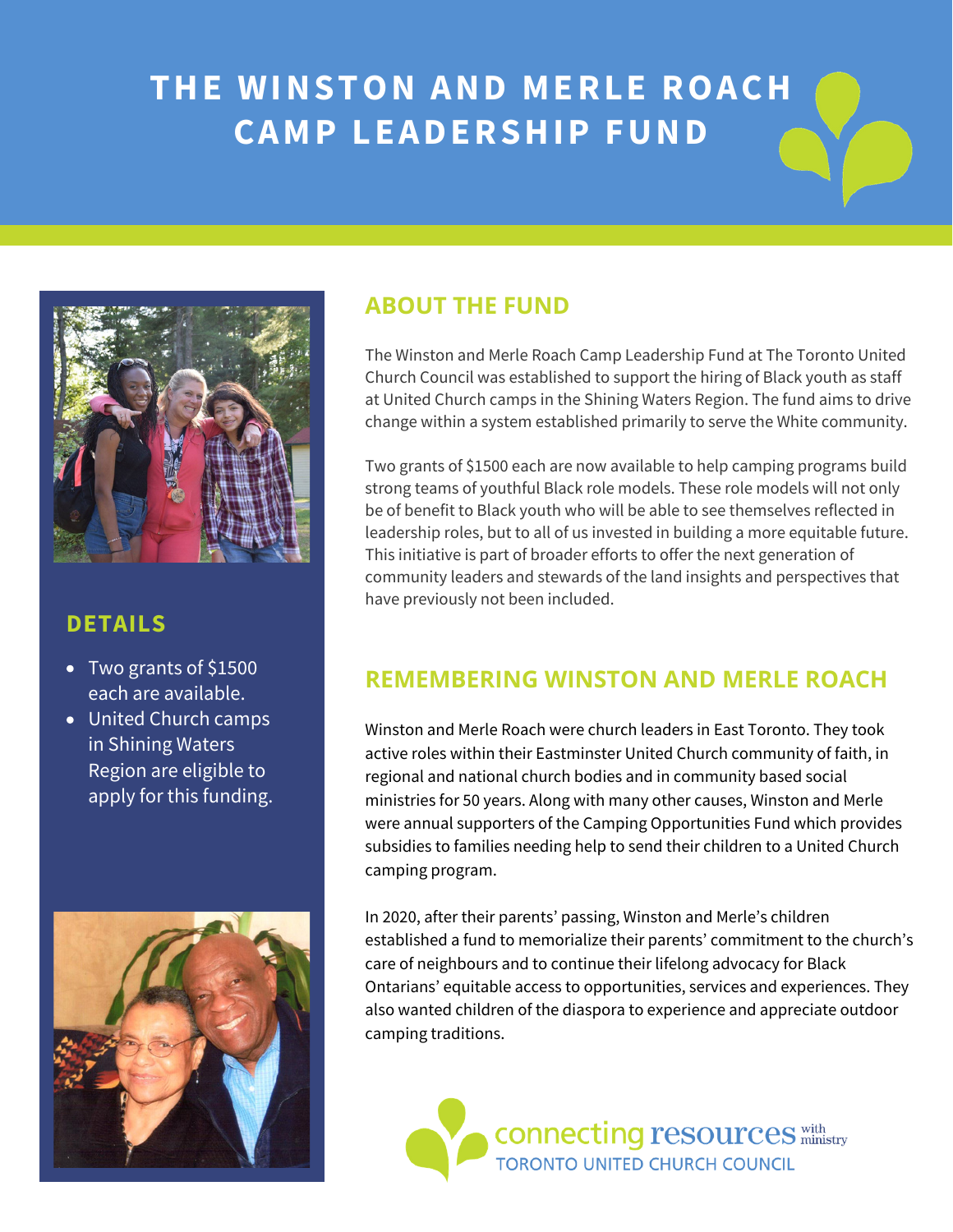# THE WINSTON AND MERLE ROACH CAMP LEADERSHIP FUND

## ABOUT THE FUND

The Winston and Merle Roach Camp Leadership Fund at The Toronto United Church Council was established to support the hiring of Black youth as staff at United Church camps in the Shining Waters Region. The fund aims to drive change within a system established primarily to serve the White community.

Two grants of $1500 each are now available to help camping programs build strong teams of youthful Black role models. These role models will not only be of benefit to Black youth who will be able to see themselves reflected in leadership roles, but to all of us invested in building a more equitable future. This initiative is part of broader efforts to offer the next generation of community leaders and stewards of the land insights and perspectives that have previously not been included.

## DETAILS

- Two grants of $1500 each are available.
- United Church camps in Shining Waters Region are eligible to apply for this funding.

## REMEMBERING WINSTON AND MERLE ROACH

Winston and Merle Roach were church leaders in East Toronto. They took active roles within their Eastminster United Church community of faith, in regional and national church bodies and in community based social ministries for 50 years. Along with many other causes, Winston and Merle were annual supporters of the Camping Opportunities Fund which provides subsidies to families needing help to send their children to a United Church camping program.

In 2020, after their parents' passing, Winston and Merle's children established a fund to memorialize their parents' commitment to the church's care of neighbours and to continue their lifelong advocacy for Black Ontarians' equitable access to opportunities, services and experiences. They also wanted children of the diaspora to experience and appreciate outdoor camping traditions.

connecting resources with ministry
TORONTO UNITED CHURCH COUNCIL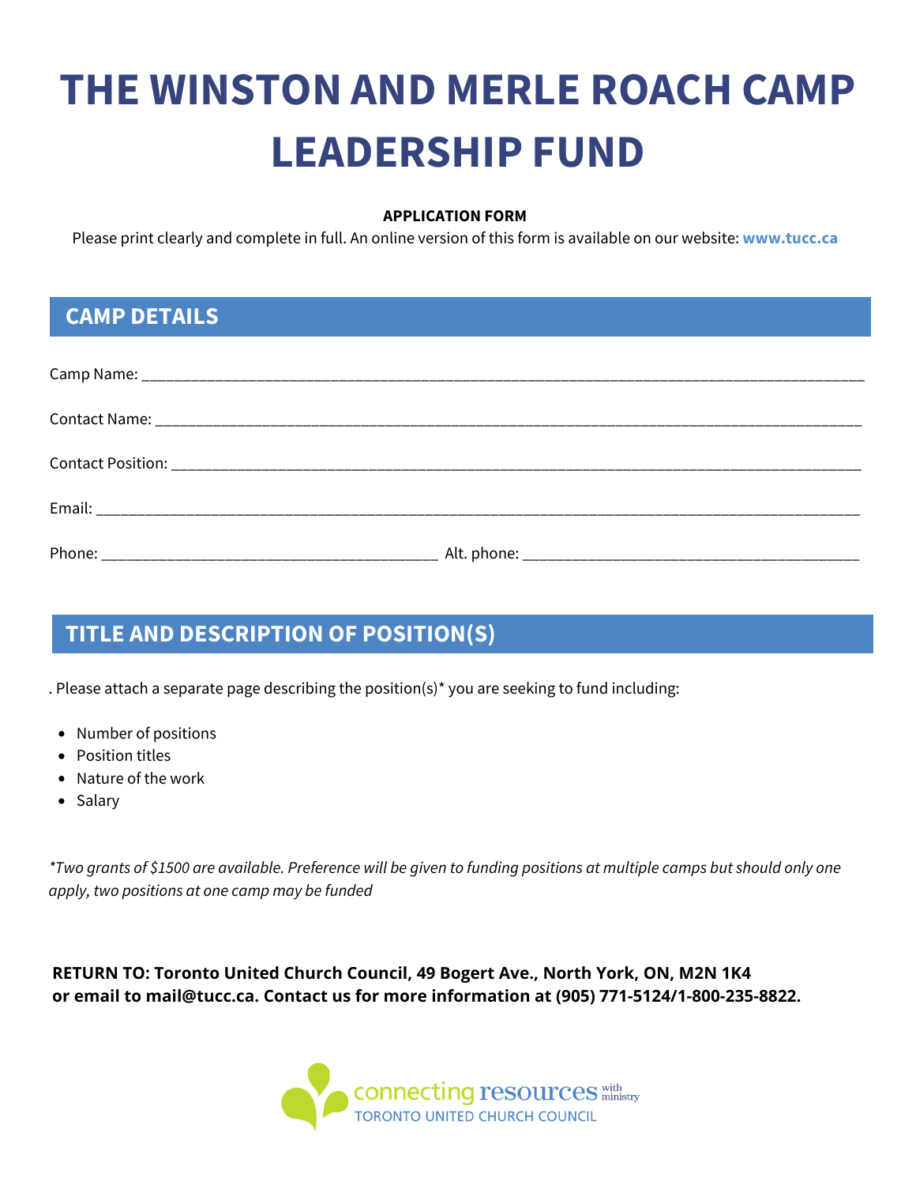# THE WINSTON AND MERLE ROACH CAMP LEADERSHIP FUND

**APPLICATION FORM**

Please print clearly and complete in full. An online version of this form is available on our website: **www.tucc.ca**

## CAMP DETAILS

Camp Name: ___________________________________________________________________________

Contact Name: _________________________________________________________________________

Contact Position: _______________________________________________________________________

Email: _______________________________________________________________________________

Phone: ____________________________________ Alt. phone: ____________________________________

## TITLE AND DESCRIPTION OF POSITION(S)

. Please attach a separate page describing the position(s)* you are seeking to fund including:

- Number of positions
- Position titles
- Nature of the work
- Salary

*\*Two grants of $1500 are available. Preference will be given to funding positions at multiple camps but should only one apply, two positions at one camp may be funded*

**RETURN TO: Toronto United Church Council, 49 Bogert Ave., North York, ON, M2N 1K4 or email to mail@tucc.ca. Contact us for more information at (905) 771-5124/1-800-235-8822.**

connecting resources with ministry
TORONTO UNITED CHURCH COUNCIL